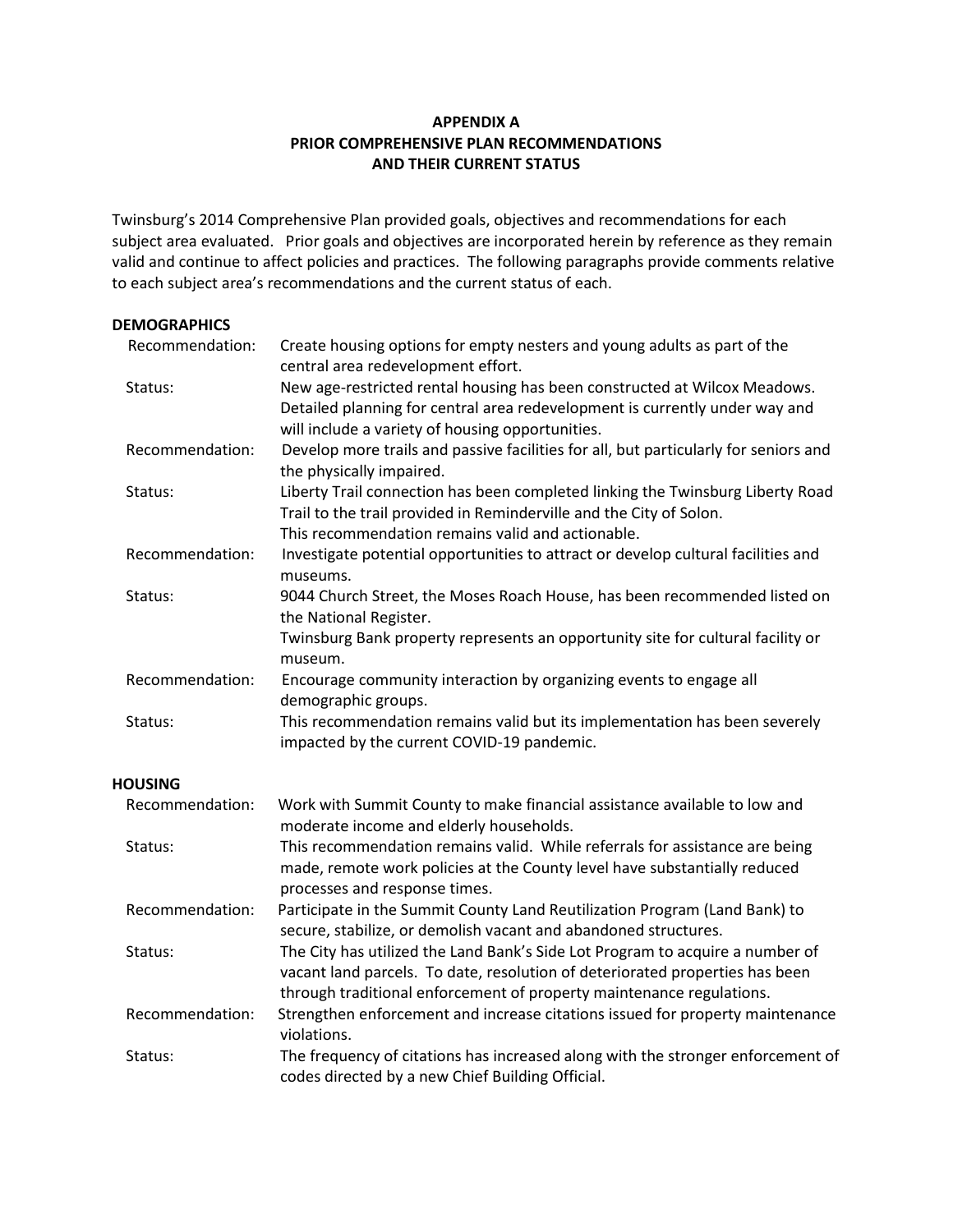**APPENDIX A**
**PRIOR COMPREHENSIVE PLAN RECOMMENDATIONS AND THEIR CURRENT STATUS**

Twinsburg's 2014 Comprehensive Plan provided goals, objectives and recommendations for each subject area evaluated. Prior goals and objectives are incorporated herein by reference as they remain valid and continue to affect policies and practices. The following paragraphs provide comments relative to each subject area's recommendations and the current status of each.

**DEMOGRAPHICS**

| | |
|---|---|
| Recommendation: | Create housing options for empty nesters and young adults as part of the central area redevelopment effort. |
| Status: | New age-restricted rental housing has been constructed at Wilcox Meadows. Detailed planning for central area redevelopment is currently under way and will include a variety of housing opportunities. |
| Recommendation: | Develop more trails and passive facilities for all, but particularly for seniors and the physically impaired. |
| Status: | Liberty Trail connection has been completed linking the Twinsburg Liberty Road Trail to the trail provided in Reminderville and the City of Solon. This recommendation remains valid and actionable. |
| Recommendation: | Investigate potential opportunities to attract or develop cultural facilities and museums. |
| Status: | 9044 Church Street, the Moses Roach House, has been recommended listed on the National Register. Twinsburg Bank property represents an opportunity site for cultural facility or museum. |
| Recommendation: | Encourage community interaction by organizing events to engage all demographic groups. |
| Status: | This recommendation remains valid but its implementation has been severely impacted by the current COVID-19 pandemic. |

**HOUSING**

| | |
|---|---|
| Recommendation: | Work with Summit County to make financial assistance available to low and moderate income and elderly households. |
| Status: | This recommendation remains valid. While referrals for assistance are being made, remote work policies at the County level have substantially reduced processes and response times. |
| Recommendation: | Participate in the Summit County Land Reutilization Program (Land Bank) to secure, stabilize, or demolish vacant and abandoned structures. |
| Status: | The City has utilized the Land Bank's Side Lot Program to acquire a number of vacant land parcels. To date, resolution of deteriorated properties has been through traditional enforcement of property maintenance regulations. |
| Recommendation: | Strengthen enforcement and increase citations issued for property maintenance violations. |
| Status: | The frequency of citations has increased along with the stronger enforcement of codes directed by a new Chief Building Official. |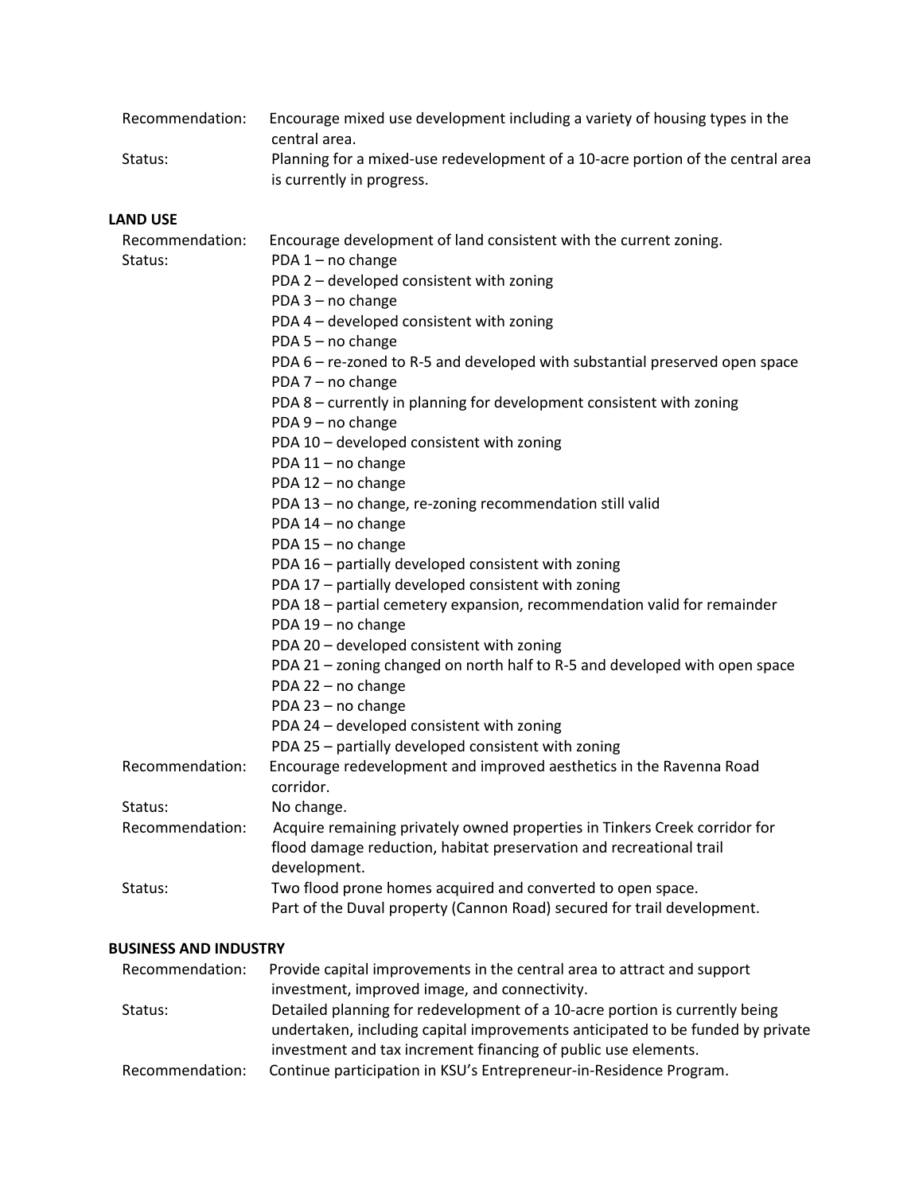Recommendation: Encourage mixed use development including a variety of housing types in the central area.

Status: Planning for a mixed-use redevelopment of a 10-acre portion of the central area is currently in progress.

**LAND USE**

Recommendation: Encourage development of land consistent with the current zoning.

Status:
PDA 1 – no change
PDA 2 – developed consistent with zoning
PDA 3 – no change
PDA 4 – developed consistent with zoning
PDA 5 – no change
PDA 6 – re-zoned to R-5 and developed with substantial preserved open space
PDA 7 – no change
PDA 8 – currently in planning for development consistent with zoning
PDA 9 – no change
PDA 10 – developed consistent with zoning
PDA 11 – no change
PDA 12 – no change
PDA 13 – no change, re-zoning recommendation still valid
PDA 14 – no change
PDA 15 – no change
PDA 16 – partially developed consistent with zoning
PDA 17 – partially developed consistent with zoning
PDA 18 – partial cemetery expansion, recommendation valid for remainder
PDA 19 – no change
PDA 20 – developed consistent with zoning
PDA 21 – zoning changed on north half to R-5 and developed with open space
PDA 22 – no change
PDA 23 – no change
PDA 24 – developed consistent with zoning
PDA 25 – partially developed consistent with zoning

Recommendation: Encourage redevelopment and improved aesthetics in the Ravenna Road corridor.

Status: No change.

Recommendation: Acquire remaining privately owned properties in Tinkers Creek corridor for flood damage reduction, habitat preservation and recreational trail development.

Status: Two flood prone homes acquired and converted to open space.
Part of the Duval property (Cannon Road) secured for trail development.

**BUSINESS AND INDUSTRY**

Recommendation: Provide capital improvements in the central area to attract and support investment, improved image, and connectivity.

Status: Detailed planning for redevelopment of a 10-acre portion is currently being undertaken, including capital improvements anticipated to be funded by private investment and tax increment financing of public use elements.

Recommendation: Continue participation in KSU's Entrepreneur-in-Residence Program.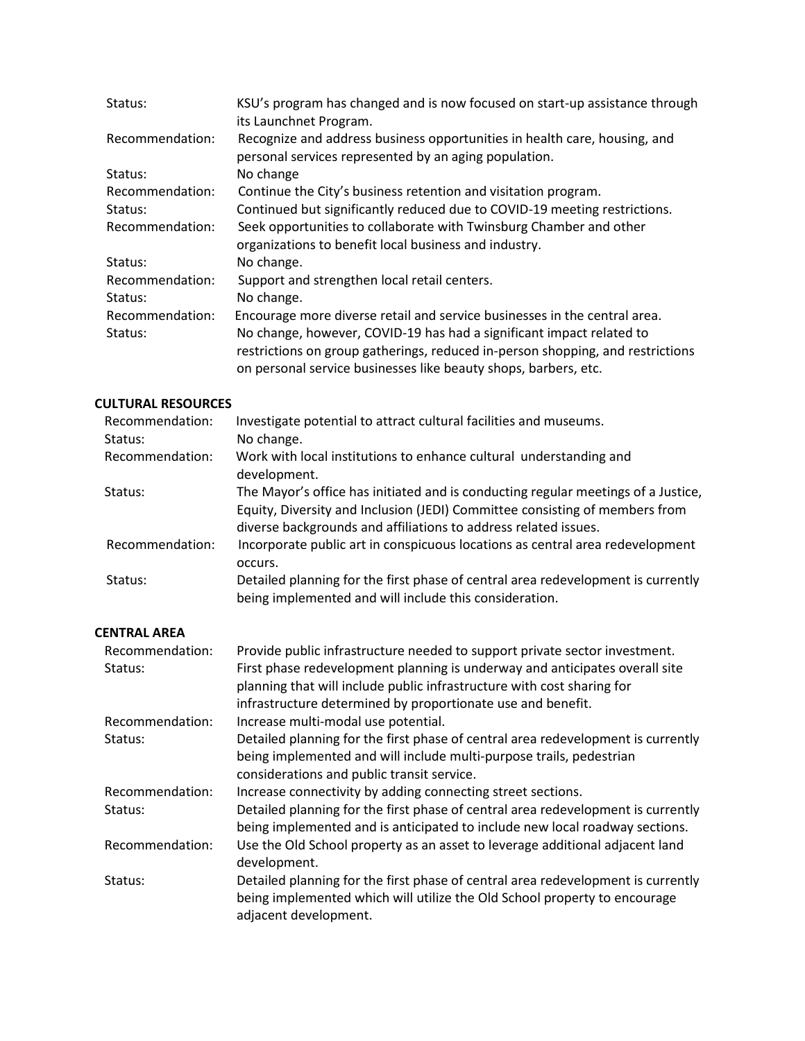| | |
|---|---|
| Status: | KSU's program has changed and is now focused on start-up assistance through its Launchnet Program. |
| Recommendation: | Recognize and address business opportunities in health care, housing, and personal services represented by an aging population. |
| Status: | No change |
| Recommendation: | Continue the City's business retention and visitation program. |
| Status: | Continued but significantly reduced due to COVID-19 meeting restrictions. |
| Recommendation: | Seek opportunities to collaborate with Twinsburg Chamber and other organizations to benefit local business and industry. |
| Status: | No change. |
| Recommendation: | Support and strengthen local retail centers. |
| Status: | No change. |
| Recommendation: | Encourage more diverse retail and service businesses in the central area. |
| Status: | No change, however, COVID-19 has had a significant impact related to restrictions on group gatherings, reduced in-person shopping, and restrictions on personal service businesses like beauty shops, barbers, etc. |

**CULTURAL RESOURCES**

| | |
|---|---|
| Recommendation: | Investigate potential to attract cultural facilities and museums. |
| Status: | No change. |
| Recommendation: | Work with local institutions to enhance cultural understanding and development. |
| Status: | The Mayor's office has initiated and is conducting regular meetings of a Justice, Equity, Diversity and Inclusion (JEDI) Committee consisting of members from diverse backgrounds and affiliations to address related issues. |
| Recommendation: | Incorporate public art in conspicuous locations as central area redevelopment occurs. |
| Status: | Detailed planning for the first phase of central area redevelopment is currently being implemented and will include this consideration. |

**CENTRAL AREA**

| | |
|---|---|
| Recommendation: | Provide public infrastructure needed to support private sector investment. |
| Status: | First phase redevelopment planning is underway and anticipates overall site planning that will include public infrastructure with cost sharing for infrastructure determined by proportionate use and benefit. |
| Recommendation: | Increase multi-modal use potential. |
| Status: | Detailed planning for the first phase of central area redevelopment is currently being implemented and will include multi-purpose trails, pedestrian considerations and public transit service. |
| Recommendation: | Increase connectivity by adding connecting street sections. |
| Status: | Detailed planning for the first phase of central area redevelopment is currently being implemented and is anticipated to include new local roadway sections. |
| Recommendation: | Use the Old School property as an asset to leverage additional adjacent land development. |
| Status: | Detailed planning for the first phase of central area redevelopment is currently being implemented which will utilize the Old School property to encourage adjacent development. |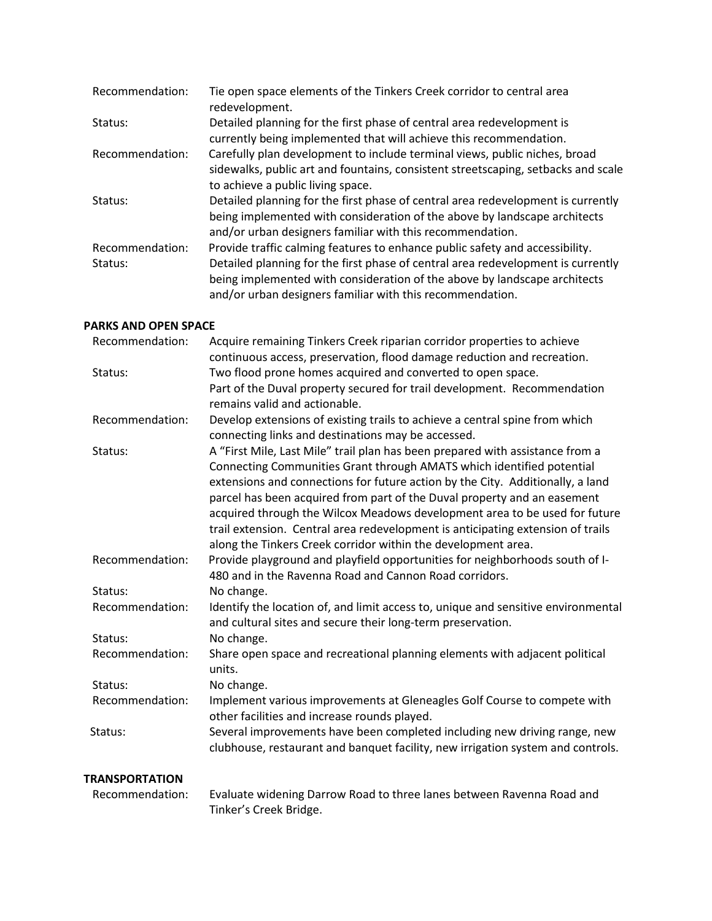| | |
|---|---|
| Recommendation: | Tie open space elements of the Tinkers Creek corridor to central area redevelopment. |
| Status: | Detailed planning for the first phase of central area redevelopment is currently being implemented that will achieve this recommendation. |
| Recommendation: | Carefully plan development to include terminal views, public niches, broad sidewalks, public art and fountains, consistent streetscaping, setbacks and scale to achieve a public living space. |
| Status: | Detailed planning for the first phase of central area redevelopment is currently being implemented with consideration of the above by landscape architects and/or urban designers familiar with this recommendation. |
| Recommendation: | Provide traffic calming features to enhance public safety and accessibility. |
| Status: | Detailed planning for the first phase of central area redevelopment is currently being implemented with consideration of the above by landscape architects and/or urban designers familiar with this recommendation. |

**PARKS AND OPEN SPACE**

| | |
|---|---|
| Recommendation: | Acquire remaining Tinkers Creek riparian corridor properties to achieve continuous access, preservation, flood damage reduction and recreation. |
| Status: | Two flood prone homes acquired and converted to open space. Part of the Duval property secured for trail development. Recommendation remains valid and actionable. |
| Recommendation: | Develop extensions of existing trails to achieve a central spine from which connecting links and destinations may be accessed. |
| Status: | A "First Mile, Last Mile" trail plan has been prepared with assistance from a Connecting Communities Grant through AMATS which identified potential extensions and connections for future action by the City. Additionally, a land parcel has been acquired from part of the Duval property and an easement acquired through the Wilcox Meadows development area to be used for future trail extension. Central area redevelopment is anticipating extension of trails along the Tinkers Creek corridor within the development area. |
| Recommendation: | Provide playground and playfield opportunities for neighborhoods south of I-480 and in the Ravenna Road and Cannon Road corridors. |
| Status: | No change. |
| Recommendation: | Identify the location of, and limit access to, unique and sensitive environmental and cultural sites and secure their long-term preservation. |
| Status: | No change. |
| Recommendation: | Share open space and recreational planning elements with adjacent political units. |
| Status: | No change. |
| Recommendation: | Implement various improvements at Gleneagles Golf Course to compete with other facilities and increase rounds played. |
| Status: | Several improvements have been completed including new driving range, new clubhouse, restaurant and banquet facility, new irrigation system and controls. |

**TRANSPORTATION**

| | |
|---|---|
| Recommendation: | Evaluate widening Darrow Road to three lanes between Ravenna Road and Tinker's Creek Bridge. |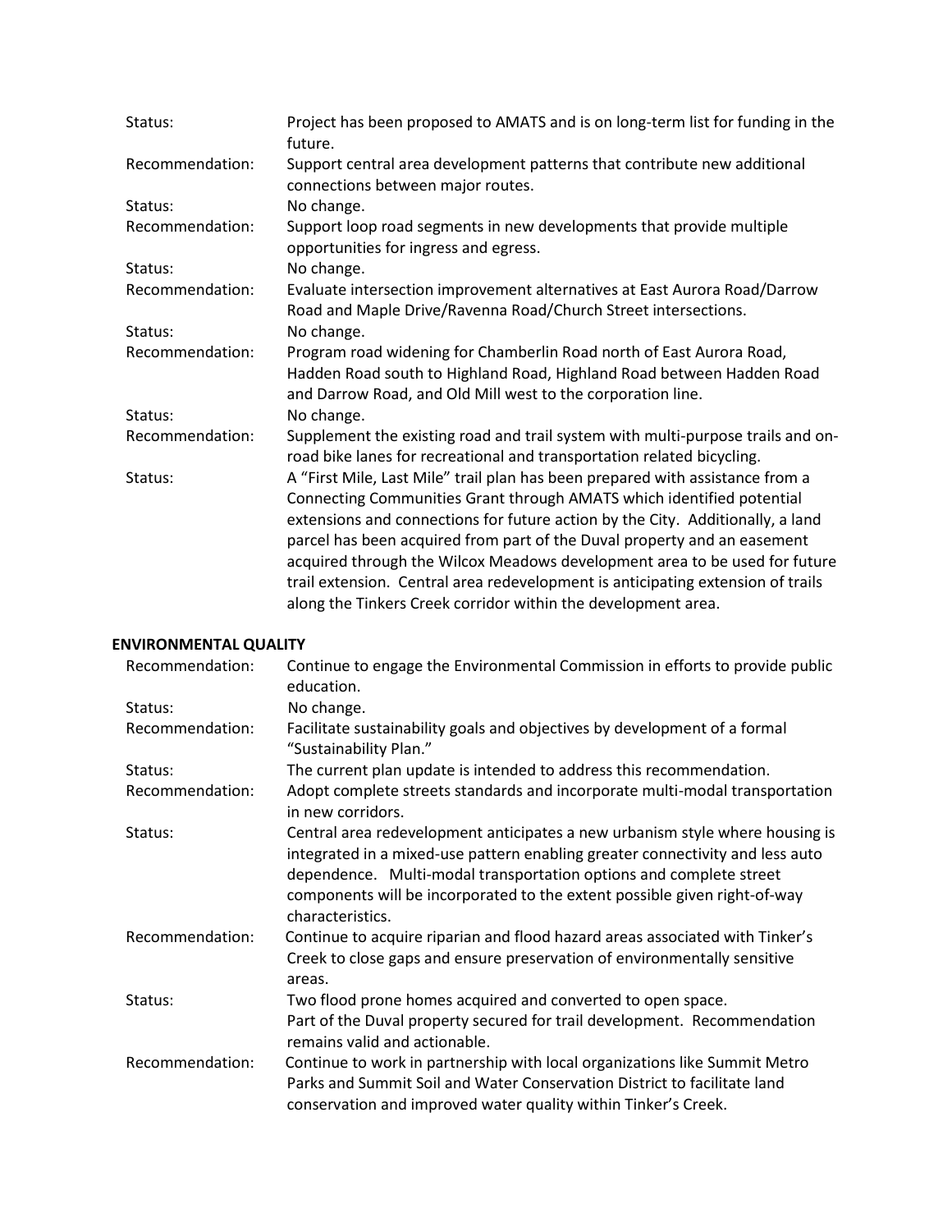| | |
|---|---|
| Status: | Project has been proposed to AMATS and is on long-term list for funding in the future. |
| Recommendation: | Support central area development patterns that contribute new additional connections between major routes. |
| Status: | No change. |
| Recommendation: | Support loop road segments in new developments that provide multiple opportunities for ingress and egress. |
| Status: | No change. |
| Recommendation: | Evaluate intersection improvement alternatives at East Aurora Road/Darrow Road and Maple Drive/Ravenna Road/Church Street intersections. |
| Status: | No change. |
| Recommendation: | Program road widening for Chamberlin Road north of East Aurora Road, Hadden Road south to Highland Road, Highland Road between Hadden Road and Darrow Road, and Old Mill west to the corporation line. |
| Status: | No change. |
| Recommendation: | Supplement the existing road and trail system with multi-purpose trails and on-road bike lanes for recreational and transportation related bicycling. |
| Status: | A "First Mile, Last Mile" trail plan has been prepared with assistance from a Connecting Communities Grant through AMATS which identified potential extensions and connections for future action by the City. Additionally, a land parcel has been acquired from part of the Duval property and an easement acquired through the Wilcox Meadows development area to be used for future trail extension. Central area redevelopment is anticipating extension of trails along the Tinkers Creek corridor within the development area. |

**ENVIRONMENTAL QUALITY**

| | |
|---|---|
| Recommendation: | Continue to engage the Environmental Commission in efforts to provide public education. |
| Status: | No change. |
| Recommendation: | Facilitate sustainability goals and objectives by development of a formal "Sustainability Plan." |
| Status: | The current plan update is intended to address this recommendation. |
| Recommendation: | Adopt complete streets standards and incorporate multi-modal transportation in new corridors. |
| Status: | Central area redevelopment anticipates a new urbanism style where housing is integrated in a mixed-use pattern enabling greater connectivity and less auto dependence. Multi-modal transportation options and complete street components will be incorporated to the extent possible given right-of-way characteristics. |
| Recommendation: | Continue to acquire riparian and flood hazard areas associated with Tinker's Creek to close gaps and ensure preservation of environmentally sensitive areas. |
| Status: | Two flood prone homes acquired and converted to open space. Part of the Duval property secured for trail development. Recommendation remains valid and actionable. |
| Recommendation: | Continue to work in partnership with local organizations like Summit Metro Parks and Summit Soil and Water Conservation District to facilitate land conservation and improved water quality within Tinker's Creek. |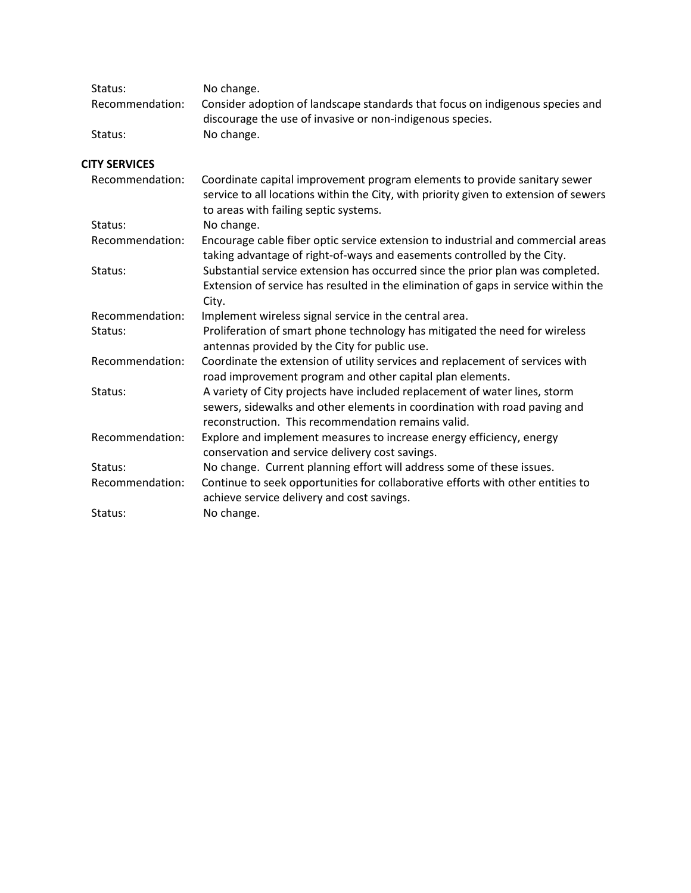| | |
|---|---|
| Status: | No change. |
| Recommendation: | Consider adoption of landscape standards that focus on indigenous species and discourage the use of invasive or non-indigenous species. |
| Status: | No change. |

**CITY SERVICES**

| | |
|---|---|
| Recommendation: | Coordinate capital improvement program elements to provide sanitary sewer service to all locations within the City, with priority given to extension of sewers to areas with failing septic systems. |
| Status: | No change. |
| Recommendation: | Encourage cable fiber optic service extension to industrial and commercial areas taking advantage of right-of-ways and easements controlled by the City. |
| Status: | Substantial service extension has occurred since the prior plan was completed. Extension of service has resulted in the elimination of gaps in service within the City. |
| Recommendation: | Implement wireless signal service in the central area. |
| Status: | Proliferation of smart phone technology has mitigated the need for wireless antennas provided by the City for public use. |
| Recommendation: | Coordinate the extension of utility services and replacement of services with road improvement program and other capital plan elements. |
| Status: | A variety of City projects have included replacement of water lines, storm sewers, sidewalks and other elements in coordination with road paving and reconstruction. This recommendation remains valid. |
| Recommendation: | Explore and implement measures to increase energy efficiency, energy conservation and service delivery cost savings. |
| Status: | No change. Current planning effort will address some of these issues. |
| Recommendation: | Continue to seek opportunities for collaborative efforts with other entities to achieve service delivery and cost savings. |
| Status: | No change. |